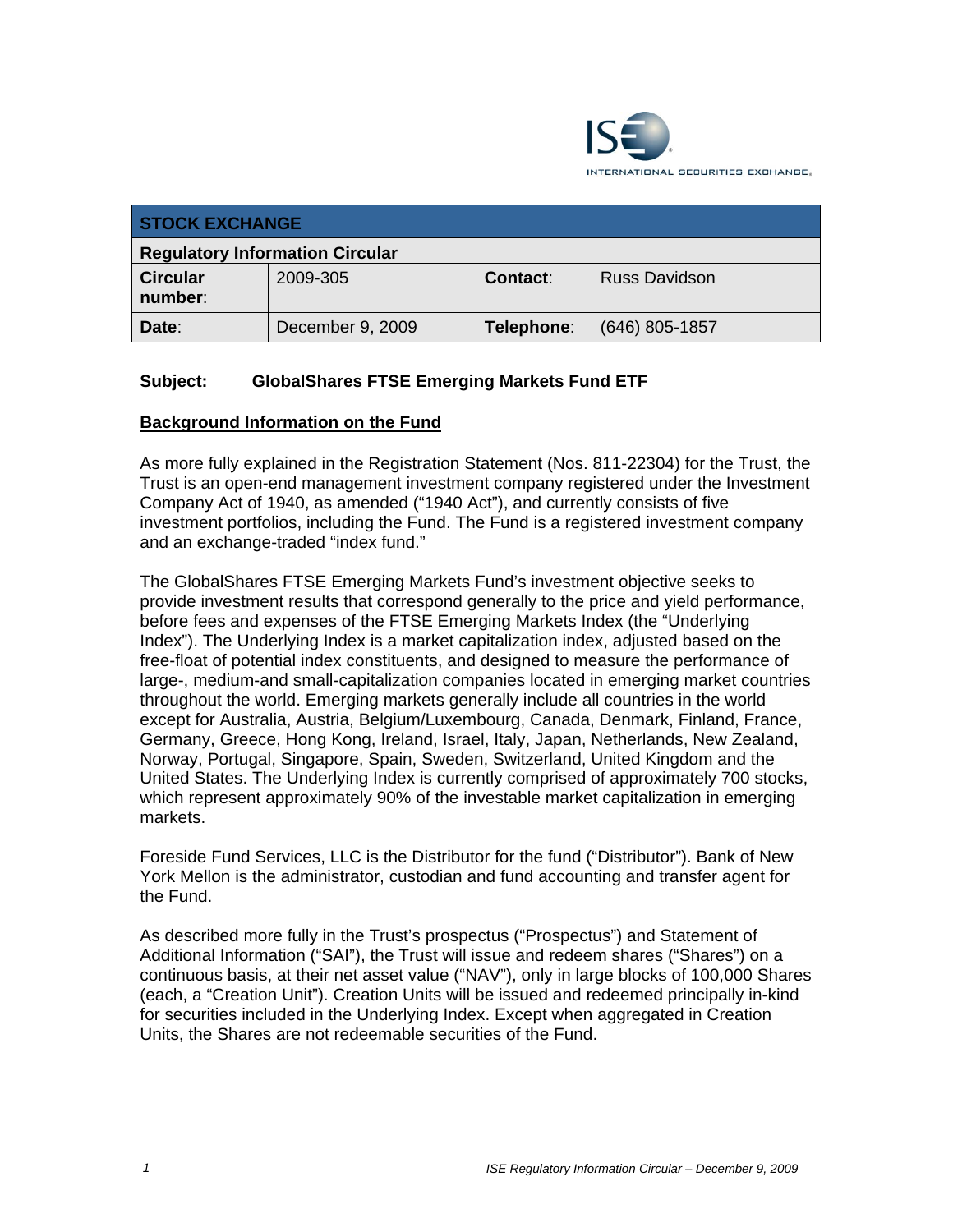ISE INTERNATIONAL SECURITIES EXCHANGE.

| **STOCK EXCHANGE** | | | |
|---|---|---|---|
| **Regulatory Information Circular** | | | |
| **Circular number**: | 2009-305 | **Contact**: | Russ Davidson |
| **Date**: | December 9, 2009 | **Telephone**: | (646) 805-1857 |

**Subject: GlobalShares FTSE Emerging Markets Fund ETF**

**Background Information on the Fund**

As more fully explained in the Registration Statement (Nos. 811-22304) for the Trust, the Trust is an open-end management investment company registered under the Investment Company Act of 1940, as amended ("1940 Act"), and currently consists of five investment portfolios, including the Fund. The Fund is a registered investment company and an exchange-traded "index fund."

The GlobalShares FTSE Emerging Markets Fund's investment objective seeks to provide investment results that correspond generally to the price and yield performance, before fees and expenses of the FTSE Emerging Markets Index (the "Underlying Index"). The Underlying Index is a market capitalization index, adjusted based on the free-float of potential index constituents, and designed to measure the performance of large-, medium-and small-capitalization companies located in emerging market countries throughout the world. Emerging markets generally include all countries in the world except for Australia, Austria, Belgium/Luxembourg, Canada, Denmark, Finland, France, Germany, Greece, Hong Kong, Ireland, Israel, Italy, Japan, Netherlands, New Zealand, Norway, Portugal, Singapore, Spain, Sweden, Switzerland, United Kingdom and the United States. The Underlying Index is currently comprised of approximately 700 stocks, which represent approximately 90% of the investable market capitalization in emerging markets.

Foreside Fund Services, LLC is the Distributor for the fund ("Distributor"). Bank of New York Mellon is the administrator, custodian and fund accounting and transfer agent for the Fund.

As described more fully in the Trust's prospectus ("Prospectus") and Statement of Additional Information ("SAI"), the Trust will issue and redeem shares ("Shares") on a continuous basis, at their net asset value ("NAV"), only in large blocks of 100,000 Shares (each, a "Creation Unit"). Creation Units will be issued and redeemed principally in-kind for securities included in the Underlying Index. Except when aggregated in Creation Units, the Shares are not redeemable securities of the Fund.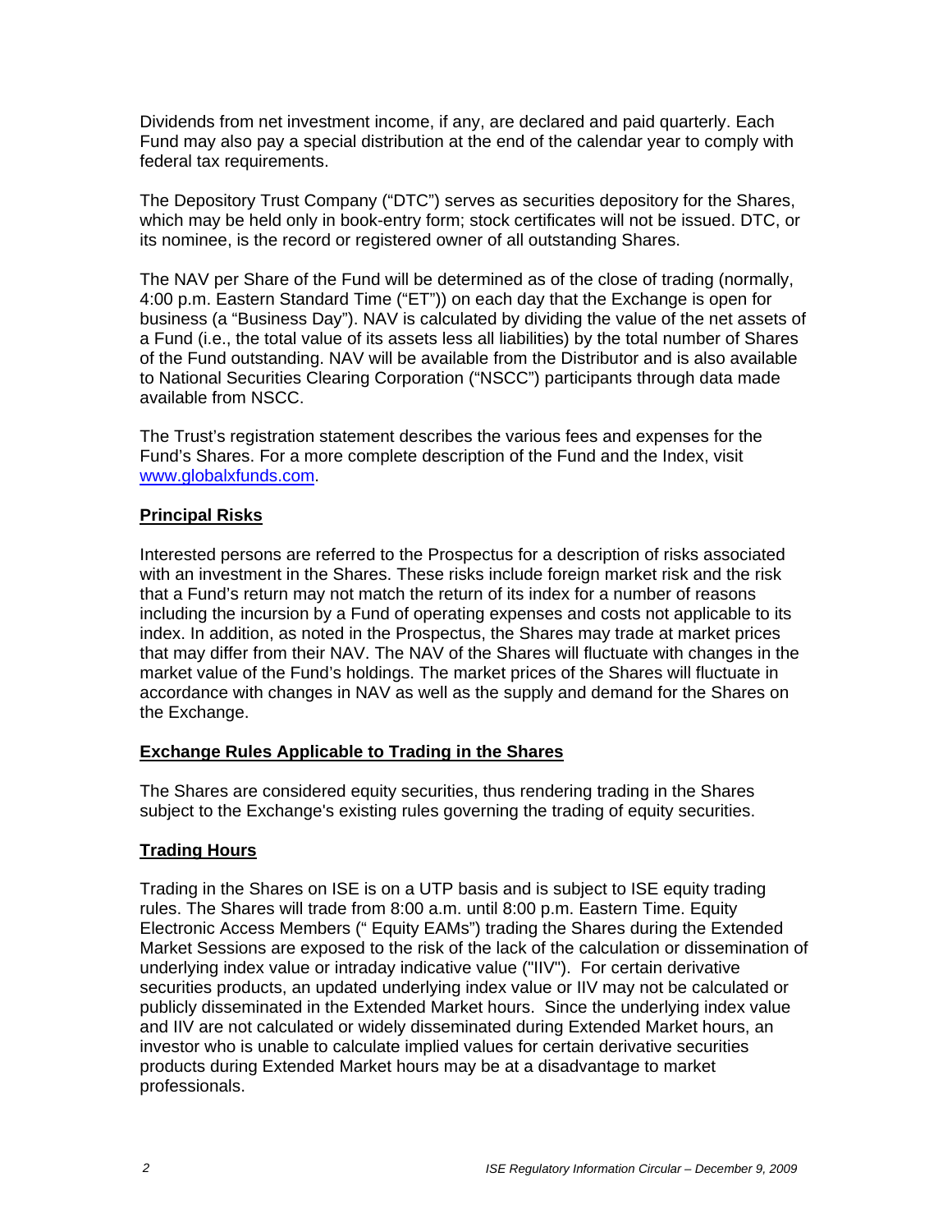Dividends from net investment income, if any, are declared and paid quarterly. Each Fund may also pay a special distribution at the end of the calendar year to comply with federal tax requirements.

The Depository Trust Company ("DTC") serves as securities depository for the Shares, which may be held only in book-entry form; stock certificates will not be issued. DTC, or its nominee, is the record or registered owner of all outstanding Shares.

The NAV per Share of the Fund will be determined as of the close of trading (normally, 4:00 p.m. Eastern Standard Time ("ET")) on each day that the Exchange is open for business (a "Business Day"). NAV is calculated by dividing the value of the net assets of a Fund (i.e., the total value of its assets less all liabilities) by the total number of Shares of the Fund outstanding. NAV will be available from the Distributor and is also available to National Securities Clearing Corporation ("NSCC") participants through data made available from NSCC.

The Trust's registration statement describes the various fees and expenses for the Fund's Shares. For a more complete description of the Fund and the Index, visit www.globalxfunds.com.

**Principal Risks**

Interested persons are referred to the Prospectus for a description of risks associated with an investment in the Shares. These risks include foreign market risk and the risk that a Fund's return may not match the return of its index for a number of reasons including the incursion by a Fund of operating expenses and costs not applicable to its index. In addition, as noted in the Prospectus, the Shares may trade at market prices that may differ from their NAV. The NAV of the Shares will fluctuate with changes in the market value of the Fund's holdings. The market prices of the Shares will fluctuate in accordance with changes in NAV as well as the supply and demand for the Shares on the Exchange.

**Exchange Rules Applicable to Trading in the Shares**

The Shares are considered equity securities, thus rendering trading in the Shares subject to the Exchange's existing rules governing the trading of equity securities.

**Trading Hours**

Trading in the Shares on ISE is on a UTP basis and is subject to ISE equity trading rules. The Shares will trade from 8:00 a.m. until 8:00 p.m. Eastern Time. Equity Electronic Access Members (" Equity EAMs") trading the Shares during the Extended Market Sessions are exposed to the risk of the lack of the calculation or dissemination of underlying index value or intraday indicative value ("IIV"). For certain derivative securities products, an updated underlying index value or IIV may not be calculated or publicly disseminated in the Extended Market hours. Since the underlying index value and IIV are not calculated or widely disseminated during Extended Market hours, an investor who is unable to calculate implied values for certain derivative securities products during Extended Market hours may be at a disadvantage to market professionals.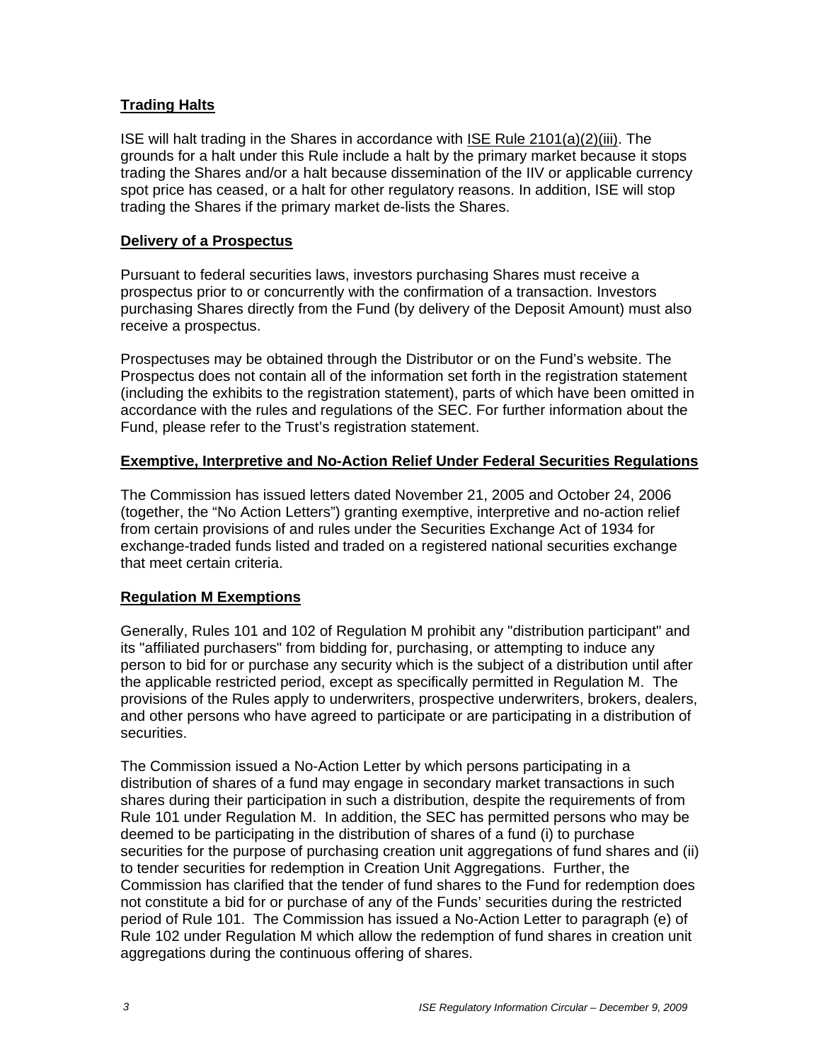**Trading Halts**

ISE will halt trading in the Shares in accordance with ISE Rule 2101(a)(2)(iii). The grounds for a halt under this Rule include a halt by the primary market because it stops trading the Shares and/or a halt because dissemination of the IIV or applicable currency spot price has ceased, or a halt for other regulatory reasons. In addition, ISE will stop trading the Shares if the primary market de-lists the Shares.

**Delivery of a Prospectus**

Pursuant to federal securities laws, investors purchasing Shares must receive a prospectus prior to or concurrently with the confirmation of a transaction. Investors purchasing Shares directly from the Fund (by delivery of the Deposit Amount) must also receive a prospectus.

Prospectuses may be obtained through the Distributor or on the Fund's website. The Prospectus does not contain all of the information set forth in the registration statement (including the exhibits to the registration statement), parts of which have been omitted in accordance with the rules and regulations of the SEC. For further information about the Fund, please refer to the Trust's registration statement.

**Exemptive, Interpretive and No-Action Relief Under Federal Securities Regulations**

The Commission has issued letters dated November 21, 2005 and October 24, 2006 (together, the "No Action Letters") granting exemptive, interpretive and no-action relief from certain provisions of and rules under the Securities Exchange Act of 1934 for exchange-traded funds listed and traded on a registered national securities exchange that meet certain criteria.

**Regulation M Exemptions**

Generally, Rules 101 and 102 of Regulation M prohibit any "distribution participant" and its "affiliated purchasers" from bidding for, purchasing, or attempting to induce any person to bid for or purchase any security which is the subject of a distribution until after the applicable restricted period, except as specifically permitted in Regulation M. The provisions of the Rules apply to underwriters, prospective underwriters, brokers, dealers, and other persons who have agreed to participate or are participating in a distribution of securities.

The Commission issued a No-Action Letter by which persons participating in a distribution of shares of a fund may engage in secondary market transactions in such shares during their participation in such a distribution, despite the requirements of from Rule 101 under Regulation M. In addition, the SEC has permitted persons who may be deemed to be participating in the distribution of shares of a fund (i) to purchase securities for the purpose of purchasing creation unit aggregations of fund shares and (ii) to tender securities for redemption in Creation Unit Aggregations. Further, the Commission has clarified that the tender of fund shares to the Fund for redemption does not constitute a bid for or purchase of any of the Funds' securities during the restricted period of Rule 101. The Commission has issued a No-Action Letter to paragraph (e) of Rule 102 under Regulation M which allow the redemption of fund shares in creation unit aggregations during the continuous offering of shares.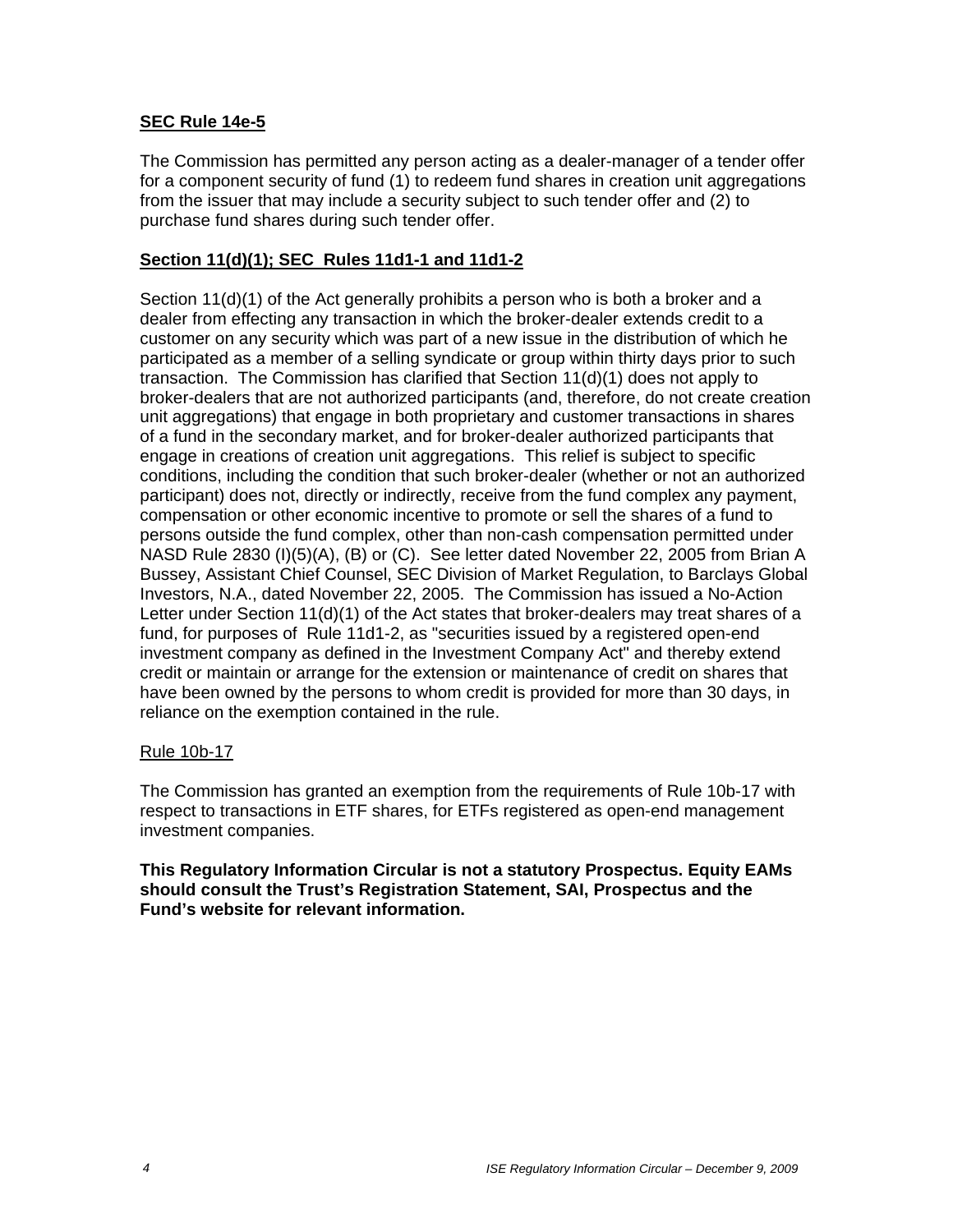**SEC Rule 14e-5**

The Commission has permitted any person acting as a dealer-manager of a tender offer for a component security of fund (1) to redeem fund shares in creation unit aggregations from the issuer that may include a security subject to such tender offer and (2) to purchase fund shares during such tender offer.

**Section 11(d)(1); SEC Rules 11d1-1 and 11d1-2**

Section 11(d)(1) of the Act generally prohibits a person who is both a broker and a dealer from effecting any transaction in which the broker-dealer extends credit to a customer on any security which was part of a new issue in the distribution of which he participated as a member of a selling syndicate or group within thirty days prior to such transaction. The Commission has clarified that Section 11(d)(1) does not apply to broker-dealers that are not authorized participants (and, therefore, do not create creation unit aggregations) that engage in both proprietary and customer transactions in shares of a fund in the secondary market, and for broker-dealer authorized participants that engage in creations of creation unit aggregations. This relief is subject to specific conditions, including the condition that such broker-dealer (whether or not an authorized participant) does not, directly or indirectly, receive from the fund complex any payment, compensation or other economic incentive to promote or sell the shares of a fund to persons outside the fund complex, other than non-cash compensation permitted under NASD Rule 2830 (I)(5)(A), (B) or (C). See letter dated November 22, 2005 from Brian A Bussey, Assistant Chief Counsel, SEC Division of Market Regulation, to Barclays Global Investors, N.A., dated November 22, 2005. The Commission has issued a No-Action Letter under Section 11(d)(1) of the Act states that broker-dealers may treat shares of a fund, for purposes of Rule 11d1-2, as "securities issued by a registered open-end investment company as defined in the Investment Company Act" and thereby extend credit or maintain or arrange for the extension or maintenance of credit on shares that have been owned by the persons to whom credit is provided for more than 30 days, in reliance on the exemption contained in the rule.

Rule 10b-17

The Commission has granted an exemption from the requirements of Rule 10b-17 with respect to transactions in ETF shares, for ETFs registered as open-end management investment companies.

**This Regulatory Information Circular is not a statutory Prospectus. Equity EAMs should consult the Trust's Registration Statement, SAI, Prospectus and the Fund's website for relevant information.**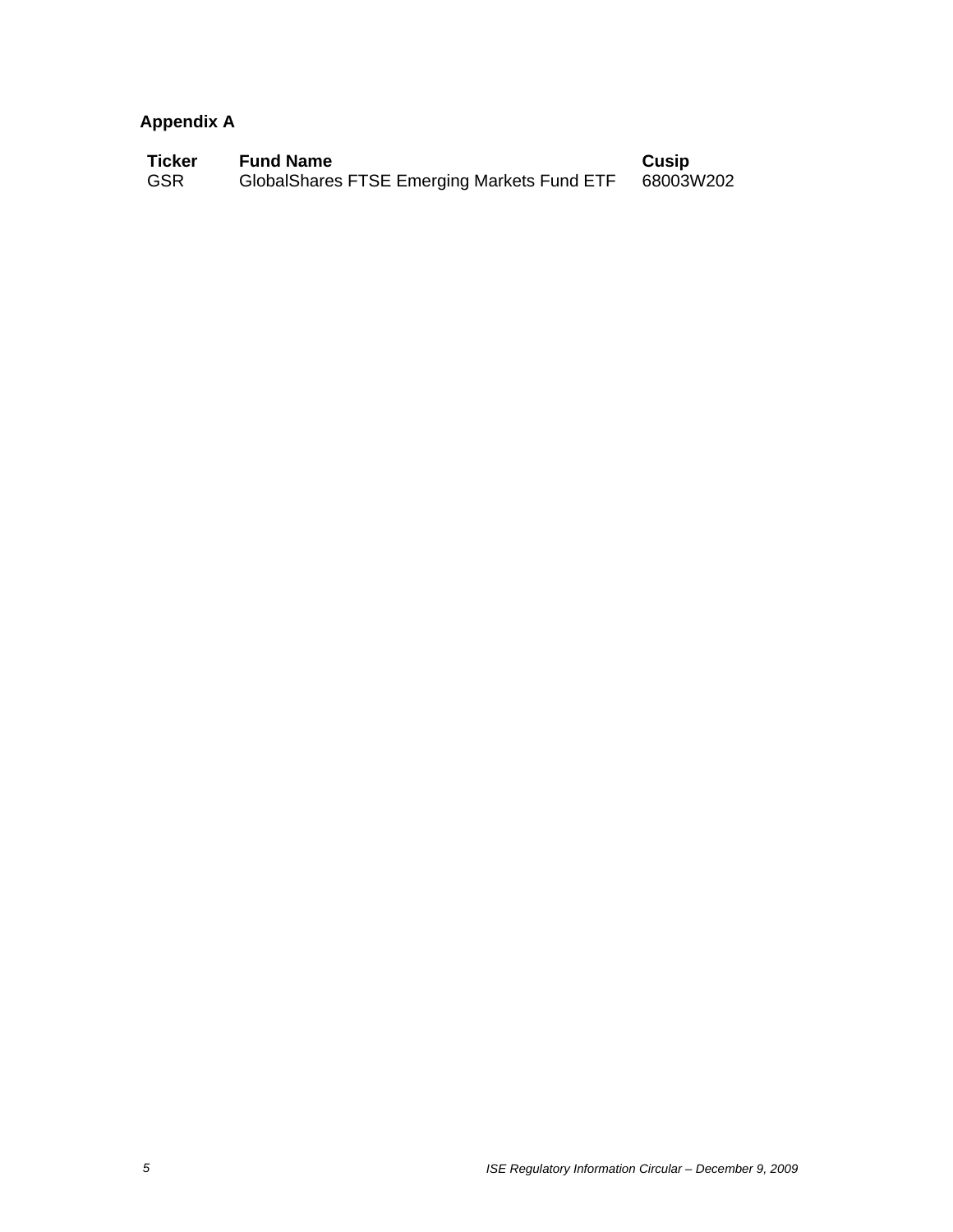## Appendix A

| Ticker | Fund Name | Cusip |
| --- | --- | --- |
| GSR | GlobalShares FTSE Emerging Markets Fund ETF | 68003W202 |